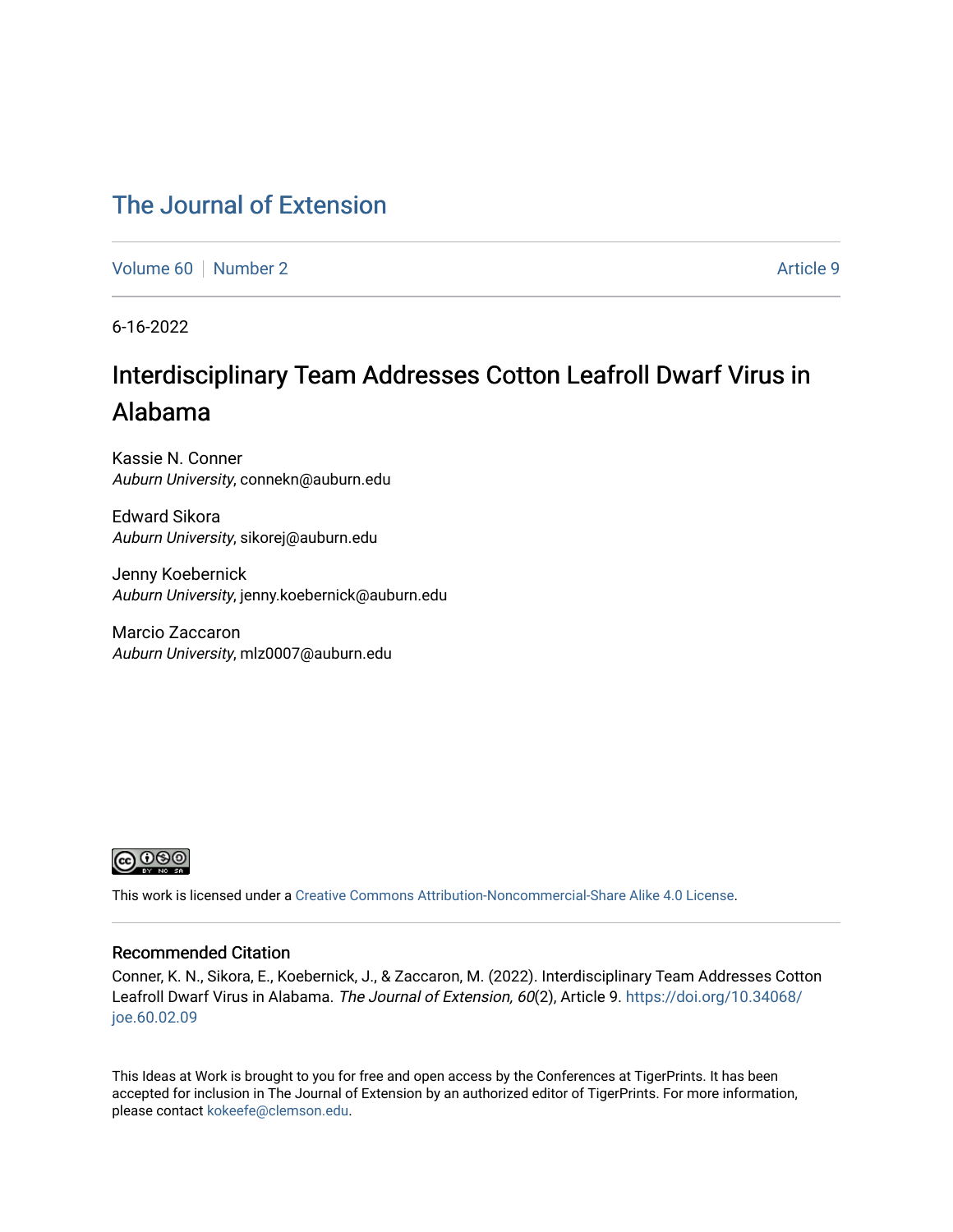# The Journal of Extension

Volume 60 | Number 2 | Article 9

6-16-2022

## Interdisciplinary Team Addresses Cotton Leafroll Dwarf Virus in Alabama

Kassie N. Conner
*Auburn University*, connekn@auburn.edu

Edward Sikora
*Auburn University*, sikorej@auburn.edu

Jenny Koebernick
*Auburn University*, jenny.koebernick@auburn.edu

Marcio Zaccaron
*Auburn University*, mlz0007@auburn.edu

This work is licensed under a Creative Commons Attribution-Noncommercial-Share Alike 4.0 License.

### Recommended Citation

Conner, K. N., Sikora, E., Koebernick, J., & Zaccaron, M. (2022). Interdisciplinary Team Addresses Cotton Leafroll Dwarf Virus in Alabama. *The Journal of Extension, 60*(2), Article 9. https://doi.org/10.34068/joe.60.02.09

This Ideas at Work is brought to you for free and open access by the Conferences at TigerPrints. It has been accepted for inclusion in The Journal of Extension by an authorized editor of TigerPrints. For more information, please contact kokeefe@clemson.edu.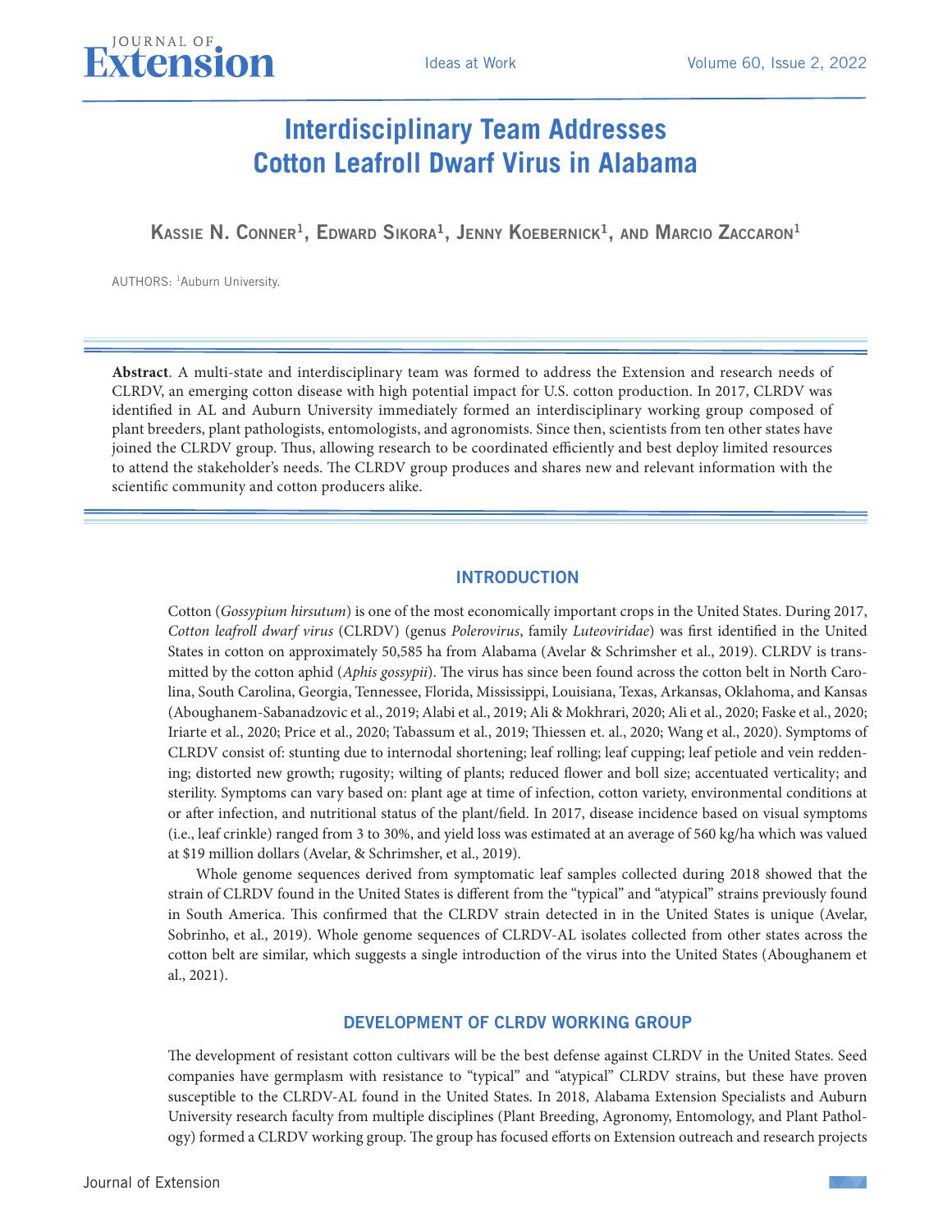# Interdisciplinary Team Addresses Cotton Leafroll Dwarf Virus in Alabama

**Kassie N. Conner**[1], **Edward Sikora**[1], **Jenny Koebernick**[1], **and Marcio Zaccaron**[1]

AUTHORS: [1]Auburn University.

**Abstract**. A multi-state and interdisciplinary team was formed to address the Extension and research needs of CLRDV, an emerging cotton disease with high potential impact for U.S. cotton production. In 2017, CLRDV was identified in AL and Auburn University immediately formed an interdisciplinary working group composed of plant breeders, plant pathologists, entomologists, and agronomists. Since then, scientists from ten other states have joined the CLRDV group. Thus, allowing research to be coordinated efficiently and best deploy limited resources to attend the stakeholder's needs. The CLRDV group produces and shares new and relevant information with the scientific community and cotton producers alike.

## INTRODUCTION

Cotton (*Gossypium hirsutum*) is one of the most economically important crops in the United States. During 2017, *Cotton leafroll dwarf virus* (CLRDV) (genus *Polerovirus*, family *Luteoviridae*) was first identified in the United States in cotton on approximately 50,585 ha from Alabama (Avelar & Schrimsher et al., 2019). CLRDV is transmitted by the cotton aphid (*Aphis gossypii*). The virus has since been found across the cotton belt in North Carolina, South Carolina, Georgia, Tennessee, Florida, Mississippi, Louisiana, Texas, Arkansas, Oklahoma, and Kansas (Aboughanem-Sabanadzovic et al., 2019; Alabi et al., 2019; Ali & Mokhrari, 2020; Ali et al., 2020; Faske et al., 2020; Iriarte et al., 2020; Price et al., 2020; Tabassum et al., 2019; Thiessen et. al., 2020; Wang et al., 2020). Symptoms of CLRDV consist of: stunting due to internodal shortening; leaf rolling; leaf cupping; leaf petiole and vein reddening; distorted new growth; rugosity; wilting of plants; reduced flower and boll size; accentuated verticality; and sterility. Symptoms can vary based on: plant age at time of infection, cotton variety, environmental conditions at or after infection, and nutritional status of the plant/field. In 2017, disease incidence based on visual symptoms (i.e., leaf crinkle) ranged from 3 to 30%, and yield loss was estimated at an average of 560 kg/ha which was valued at $19 million dollars (Avelar, & Schrimsher, et al., 2019).

Whole genome sequences derived from symptomatic leaf samples collected during 2018 showed that the strain of CLRDV found in the United States is different from the "typical" and "atypical" strains previously found in South America. This confirmed that the CLRDV strain detected in in the United States is unique (Avelar, Sobrinho, et al., 2019). Whole genome sequences of CLRDV-AL isolates collected from other states across the cotton belt are similar, which suggests a single introduction of the virus into the United States (Aboughanem et al., 2021).

## DEVELOPMENT OF CLRDV WORKING GROUP

The development of resistant cotton cultivars will be the best defense against CLRDV in the United States. Seed companies have germplasm with resistance to "typical" and "atypical" CLRDV strains, but these have proven susceptible to the CLRDV-AL found in the United States. In 2018, Alabama Extension Specialists and Auburn University research faculty from multiple disciplines (Plant Breeding, Agronomy, Entomology, and Plant Pathology) formed a CLRDV working group. The group has focused efforts on Extension outreach and research projects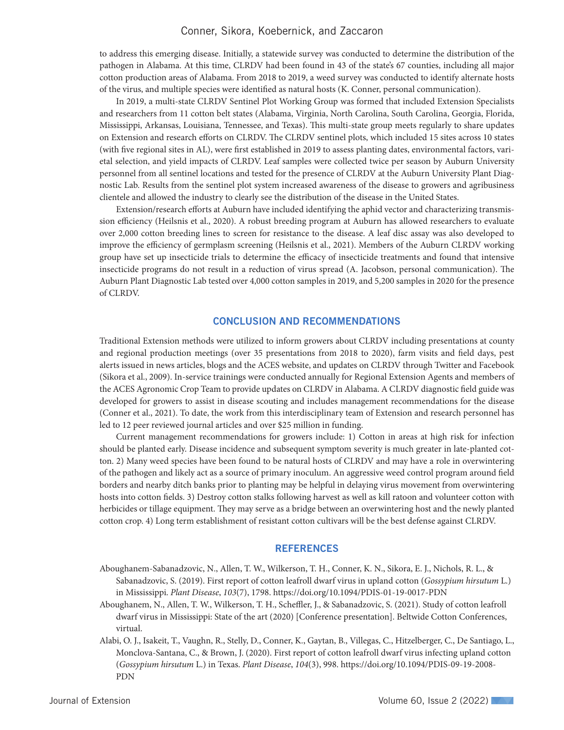to address this emerging disease. Initially, a statewide survey was conducted to determine the distribution of the pathogen in Alabama. At this time, CLRDV had been found in 43 of the state's 67 counties, including all major cotton production areas of Alabama. From 2018 to 2019, a weed survey was conducted to identify alternate hosts of the virus, and multiple species were identified as natural hosts (K. Conner, personal communication).

In 2019, a multi-state CLRDV Sentinel Plot Working Group was formed that included Extension Specialists and researchers from 11 cotton belt states (Alabama, Virginia, North Carolina, South Carolina, Georgia, Florida, Mississippi, Arkansas, Louisiana, Tennessee, and Texas). This multi-state group meets regularly to share updates on Extension and research efforts on CLRDV. The CLRDV sentinel plots, which included 15 sites across 10 states (with five regional sites in AL), were first established in 2019 to assess planting dates, environmental factors, varietal selection, and yield impacts of CLRDV. Leaf samples were collected twice per season by Auburn University personnel from all sentinel locations and tested for the presence of CLRDV at the Auburn University Plant Diagnostic Lab. Results from the sentinel plot system increased awareness of the disease to growers and agribusiness clientele and allowed the industry to clearly see the distribution of the disease in the United States.

Extension/research efforts at Auburn have included identifying the aphid vector and characterizing transmission efficiency (Heilsnis et al., 2020). A robust breeding program at Auburn has allowed researchers to evaluate over 2,000 cotton breeding lines to screen for resistance to the disease. A leaf disc assay was also developed to improve the efficiency of germplasm screening (Heilsnis et al., 2021). Members of the Auburn CLRDV working group have set up insecticide trials to determine the efficacy of insecticide treatments and found that intensive insecticide programs do not result in a reduction of virus spread (A. Jacobson, personal communication). The Auburn Plant Diagnostic Lab tested over 4,000 cotton samples in 2019, and 5,200 samples in 2020 for the presence of CLRDV.

## CONCLUSION AND RECOMMENDATIONS

Traditional Extension methods were utilized to inform growers about CLRDV including presentations at county and regional production meetings (over 35 presentations from 2018 to 2020), farm visits and field days, pest alerts issued in news articles, blogs and the ACES website, and updates on CLRDV through Twitter and Facebook (Sikora et al., 2009). In-service trainings were conducted annually for Regional Extension Agents and members of the ACES Agronomic Crop Team to provide updates on CLRDV in Alabama. A CLRDV diagnostic field guide was developed for growers to assist in disease scouting and includes management recommendations for the disease (Conner et al., 2021). To date, the work from this interdisciplinary team of Extension and research personnel has led to 12 peer reviewed journal articles and over $25 million in funding.

Current management recommendations for growers include: 1) Cotton in areas at high risk for infection should be planted early. Disease incidence and subsequent symptom severity is much greater in late-planted cotton. 2) Many weed species have been found to be natural hosts of CLRDV and may have a role in overwintering of the pathogen and likely act as a source of primary inoculum. An aggressive weed control program around field borders and nearby ditch banks prior to planting may be helpful in delaying virus movement from overwintering hosts into cotton fields. 3) Destroy cotton stalks following harvest as well as kill ratoon and volunteer cotton with herbicides or tillage equipment. They may serve as a bridge between an overwintering host and the newly planted cotton crop. 4) Long term establishment of resistant cotton cultivars will be the best defense against CLRDV.

## REFERENCES

Aboughanem-Sabanadzovic, N., Allen, T. W., Wilkerson, T. H., Conner, K. N., Sikora, E. J., Nichols, R. L., & Sabanadzovic, S. (2019). First report of cotton leafroll dwarf virus in upland cotton (*Gossypium hirsutum* L.) in Mississippi. *Plant Disease*, *103*(7), 1798. https://doi.org/10.1094/PDIS-01-19-0017-PDN

Aboughanem, N., Allen, T. W., Wilkerson, T. H., Scheffler, J., & Sabanadzovic, S. (2021). Study of cotton leafroll dwarf virus in Mississippi: State of the art (2020) [Conference presentation]. Beltwide Cotton Conferences, virtual.

Alabi, O. J., Isakeit, T., Vaughn, R., Stelly, D., Conner, K., Gaytan, B., Villegas, C., Hitzelberger, C., De Santiago, L., Monclova-Santana, C., & Brown, J. (2020). First report of cotton leafroll dwarf virus infecting upland cotton (*Gossypium hirsutum* L.) in Texas. *Plant Disease*, *104*(3), 998. https://doi.org/10.1094/PDIS-09-19-2008-PDN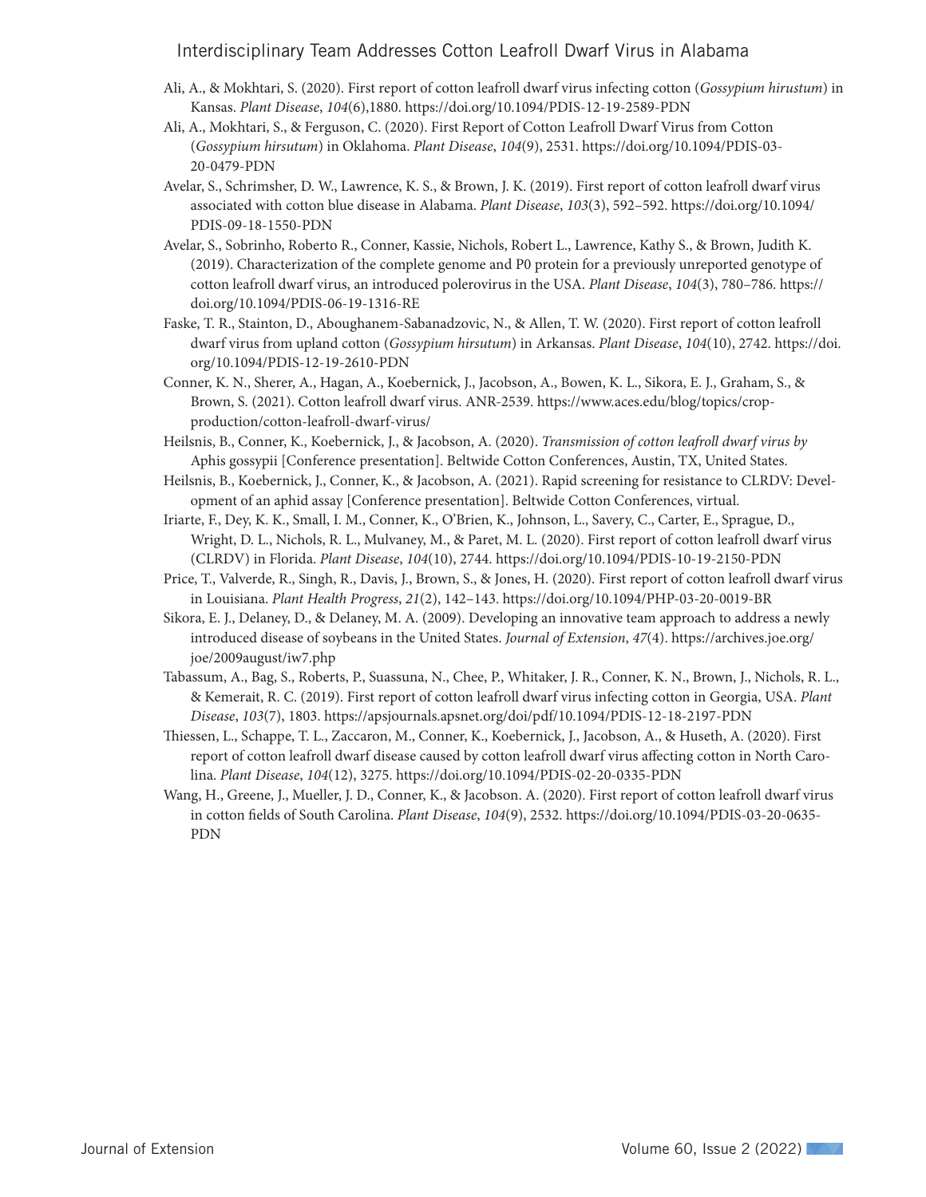Ali, A., & Mokhtari, S. (2020). First report of cotton leafroll dwarf virus infecting cotton (*Gossypium hirustum*) in Kansas. *Plant Disease*, *104*(6),1880. https://doi.org/10.1094/PDIS-12-19-2589-PDN

Ali, A., Mokhtari, S., & Ferguson, C. (2020). First Report of Cotton Leafroll Dwarf Virus from Cotton (*Gossypium hirsutum*) in Oklahoma. *Plant Disease*, *104*(9), 2531. https://doi.org/10.1094/PDIS-03-20-0479-PDN

Avelar, S., Schrimsher, D. W., Lawrence, K. S., & Brown, J. K. (2019). First report of cotton leafroll dwarf virus associated with cotton blue disease in Alabama. *Plant Disease*, *103*(3), 592–592. https://doi.org/10.1094/PDIS-09-18-1550-PDN

Avelar, S., Sobrinho, Roberto R., Conner, Kassie, Nichols, Robert L., Lawrence, Kathy S., & Brown, Judith K. (2019). Characterization of the complete genome and P0 protein for a previously unreported genotype of cotton leafroll dwarf virus, an introduced polerovirus in the USA. *Plant Disease*, *104*(3), 780–786. https://doi.org/10.1094/PDIS-06-19-1316-RE

Faske, T. R., Stainton, D., Aboughanem-Sabanadzovic, N., & Allen, T. W. (2020). First report of cotton leafroll dwarf virus from upland cotton (*Gossypium hirsutum*) in Arkansas. *Plant Disease*, *104*(10), 2742. https://doi.org/10.1094/PDIS-12-19-2610-PDN

Conner, K. N., Sherer, A., Hagan, A., Koebernick, J., Jacobson, A., Bowen, K. L., Sikora, E. J., Graham, S., & Brown, S. (2021). Cotton leafroll dwarf virus. ANR-2539. https://www.aces.edu/blog/topics/crop-production/cotton-leafroll-dwarf-virus/

Heilsnis, B., Conner, K., Koebernick, J., & Jacobson, A. (2020). *Transmission of cotton leafroll dwarf virus by* Aphis gossypii [Conference presentation]. Beltwide Cotton Conferences, Austin, TX, United States.

Heilsnis, B., Koebernick, J., Conner, K., & Jacobson, A. (2021). Rapid screening for resistance to CLRDV: Development of an aphid assay [Conference presentation]. Beltwide Cotton Conferences, virtual.

Iriarte, F., Dey, K. K., Small, I. M., Conner, K., O'Brien, K., Johnson, L., Savery, C., Carter, E., Sprague, D., Wright, D. L., Nichols, R. L., Mulvaney, M., & Paret, M. L. (2020). First report of cotton leafroll dwarf virus (CLRDV) in Florida. *Plant Disease*, *104*(10), 2744. https://doi.org/10.1094/PDIS-10-19-2150-PDN

Price, T., Valverde, R., Singh, R., Davis, J., Brown, S., & Jones, H. (2020). First report of cotton leafroll dwarf virus in Louisiana. *Plant Health Progress*, *21*(2), 142–143. https://doi.org/10.1094/PHP-03-20-0019-BR

Sikora, E. J., Delaney, D., & Delaney, M. A. (2009). Developing an innovative team approach to address a newly introduced disease of soybeans in the United States. *Journal of Extension*, *47*(4). https://archives.joe.org/joe/2009august/iw7.php

Tabassum, A., Bag, S., Roberts, P., Suassuna, N., Chee, P., Whitaker, J. R., Conner, K. N., Brown, J., Nichols, R. L., & Kemerait, R. C. (2019). First report of cotton leafroll dwarf virus infecting cotton in Georgia, USA. *Plant Disease*, *103*(7), 1803. https://apsjournals.apsnet.org/doi/pdf/10.1094/PDIS-12-18-2197-PDN

Thiessen, L., Schappe, T. L., Zaccaron, M., Conner, K., Koebernick, J., Jacobson, A., & Huseth, A. (2020). First report of cotton leafroll dwarf disease caused by cotton leafroll dwarf virus affecting cotton in North Carolina. *Plant Disease*, *104*(12), 3275. https://doi.org/10.1094/PDIS-02-20-0335-PDN

Wang, H., Greene, J., Mueller, J. D., Conner, K., & Jacobson. A. (2020). First report of cotton leafroll dwarf virus in cotton fields of South Carolina. *Plant Disease*, *104*(9), 2532. https://doi.org/10.1094/PDIS-03-20-0635-PDN